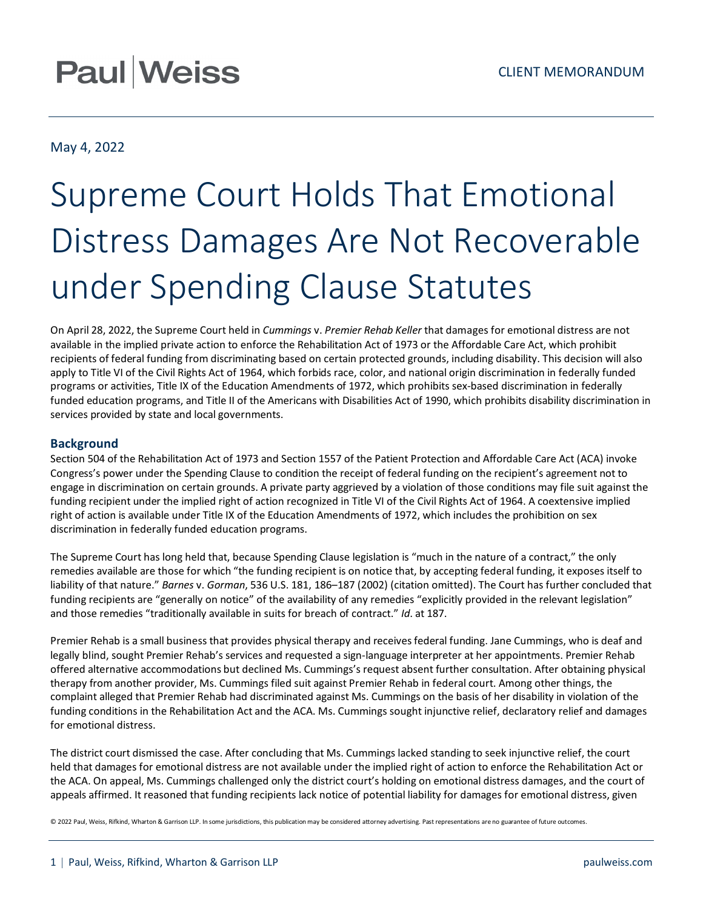Paul|Weiss

CLIENT MEMORANDUM

May 4, 2022

# Supreme Court Holds That Emotional Distress Damages Are Not Recoverable under Spending Clause Statutes

On April 28, 2022, the Supreme Court held in *Cummings* v. *Premier Rehab Keller* that damages for emotional distress are not available in the implied private action to enforce the Rehabilitation Act of 1973 or the Affordable Care Act, which prohibit recipients of federal funding from discriminating based on certain protected grounds, including disability. This decision will also apply to Title VI of the Civil Rights Act of 1964, which forbids race, color, and national origin discrimination in federally funded programs or activities, Title IX of the Education Amendments of 1972, which prohibits sex-based discrimination in federally funded education programs, and Title II of the Americans with Disabilities Act of 1990, which prohibits disability discrimination in services provided by state and local governments.

## Background

Section 504 of the Rehabilitation Act of 1973 and Section 1557 of the Patient Protection and Affordable Care Act (ACA) invoke Congress's power under the Spending Clause to condition the receipt of federal funding on the recipient's agreement not to engage in discrimination on certain grounds. A private party aggrieved by a violation of those conditions may file suit against the funding recipient under the implied right of action recognized in Title VI of the Civil Rights Act of 1964. A coextensive implied right of action is available under Title IX of the Education Amendments of 1972, which includes the prohibition on sex discrimination in federally funded education programs.

The Supreme Court has long held that, because Spending Clause legislation is "much in the nature of a contract," the only remedies available are those for which "the funding recipient is on notice that, by accepting federal funding, it exposes itself to liability of that nature." *Barnes* v. *Gorman*, 536 U.S. 181, 186–187 (2002) (citation omitted). The Court has further concluded that funding recipients are "generally on notice" of the availability of any remedies "explicitly provided in the relevant legislation" and those remedies "traditionally available in suits for breach of contract." *Id*. at 187.

Premier Rehab is a small business that provides physical therapy and receives federal funding. Jane Cummings, who is deaf and legally blind, sought Premier Rehab's services and requested a sign-language interpreter at her appointments. Premier Rehab offered alternative accommodations but declined Ms. Cummings's request absent further consultation. After obtaining physical therapy from another provider, Ms. Cummings filed suit against Premier Rehab in federal court. Among other things, the complaint alleged that Premier Rehab had discriminated against Ms. Cummings on the basis of her disability in violation of the funding conditions in the Rehabilitation Act and the ACA. Ms. Cummings sought injunctive relief, declaratory relief and damages for emotional distress.

The district court dismissed the case. After concluding that Ms. Cummings lacked standing to seek injunctive relief, the court held that damages for emotional distress are not available under the implied right of action to enforce the Rehabilitation Act or the ACA. On appeal, Ms. Cummings challenged only the district court's holding on emotional distress damages, and the court of appeals affirmed. It reasoned that funding recipients lack notice of potential liability for damages for emotional distress, given

© 2022 Paul, Weiss, Rifkind, Wharton & Garrison LLP. In some jurisdictions, this publication may be considered attorney advertising. Past representations are no guarantee of future outcomes.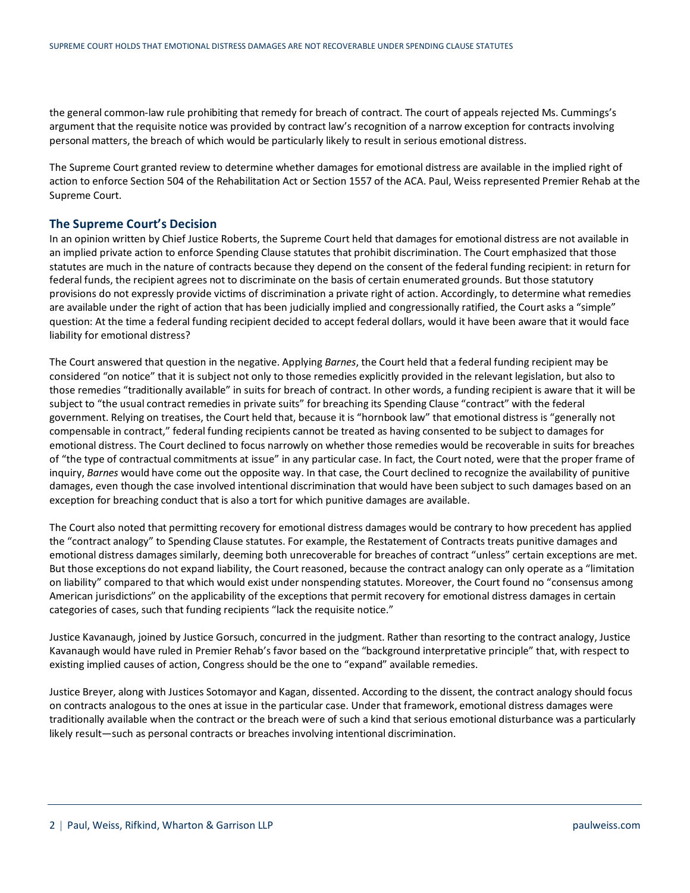the general common-law rule prohibiting that remedy for breach of contract. The court of appeals rejected Ms. Cummings's argument that the requisite notice was provided by contract law's recognition of a narrow exception for contracts involving personal matters, the breach of which would be particularly likely to result in serious emotional distress.

The Supreme Court granted review to determine whether damages for emotional distress are available in the implied right of action to enforce Section 504 of the Rehabilitation Act or Section 1557 of the ACA. Paul, Weiss represented Premier Rehab at the Supreme Court.

## The Supreme Court's Decision

In an opinion written by Chief Justice Roberts, the Supreme Court held that damages for emotional distress are not available in an implied private action to enforce Spending Clause statutes that prohibit discrimination. The Court emphasized that those statutes are much in the nature of contracts because they depend on the consent of the federal funding recipient: in return for federal funds, the recipient agrees not to discriminate on the basis of certain enumerated grounds. But those statutory provisions do not expressly provide victims of discrimination a private right of action. Accordingly, to determine what remedies are available under the right of action that has been judicially implied and congressionally ratified, the Court asks a "simple" question: At the time a federal funding recipient decided to accept federal dollars, would it have been aware that it would face liability for emotional distress?

The Court answered that question in the negative. Applying *Barnes*, the Court held that a federal funding recipient may be considered "on notice" that it is subject not only to those remedies explicitly provided in the relevant legislation, but also to those remedies "traditionally available" in suits for breach of contract. In other words, a funding recipient is aware that it will be subject to "the usual contract remedies in private suits" for breaching its Spending Clause "contract" with the federal government. Relying on treatises, the Court held that, because it is "hornbook law" that emotional distress is "generally not compensable in contract," federal funding recipients cannot be treated as having consented to be subject to damages for emotional distress. The Court declined to focus narrowly on whether those remedies would be recoverable in suits for breaches of "the type of contractual commitments at issue" in any particular case. In fact, the Court noted, were that the proper frame of inquiry, *Barnes* would have come out the opposite way. In that case, the Court declined to recognize the availability of punitive damages, even though the case involved intentional discrimination that would have been subject to such damages based on an exception for breaching conduct that is also a tort for which punitive damages are available.

The Court also noted that permitting recovery for emotional distress damages would be contrary to how precedent has applied the "contract analogy" to Spending Clause statutes. For example, the Restatement of Contracts treats punitive damages and emotional distress damages similarly, deeming both unrecoverable for breaches of contract "unless" certain exceptions are met. But those exceptions do not expand liability, the Court reasoned, because the contract analogy can only operate as a "limitation on liability" compared to that which would exist under nonspending statutes. Moreover, the Court found no "consensus among American jurisdictions" on the applicability of the exceptions that permit recovery for emotional distress damages in certain categories of cases, such that funding recipients "lack the requisite notice."

Justice Kavanaugh, joined by Justice Gorsuch, concurred in the judgment. Rather than resorting to the contract analogy, Justice Kavanaugh would have ruled in Premier Rehab's favor based on the "background interpretative principle" that, with respect to existing implied causes of action, Congress should be the one to "expand" available remedies.

Justice Breyer, along with Justices Sotomayor and Kagan, dissented. According to the dissent, the contract analogy should focus on contracts analogous to the ones at issue in the particular case. Under that framework, emotional distress damages were traditionally available when the contract or the breach were of such a kind that serious emotional disturbance was a particularly likely result—such as personal contracts or breaches involving intentional discrimination.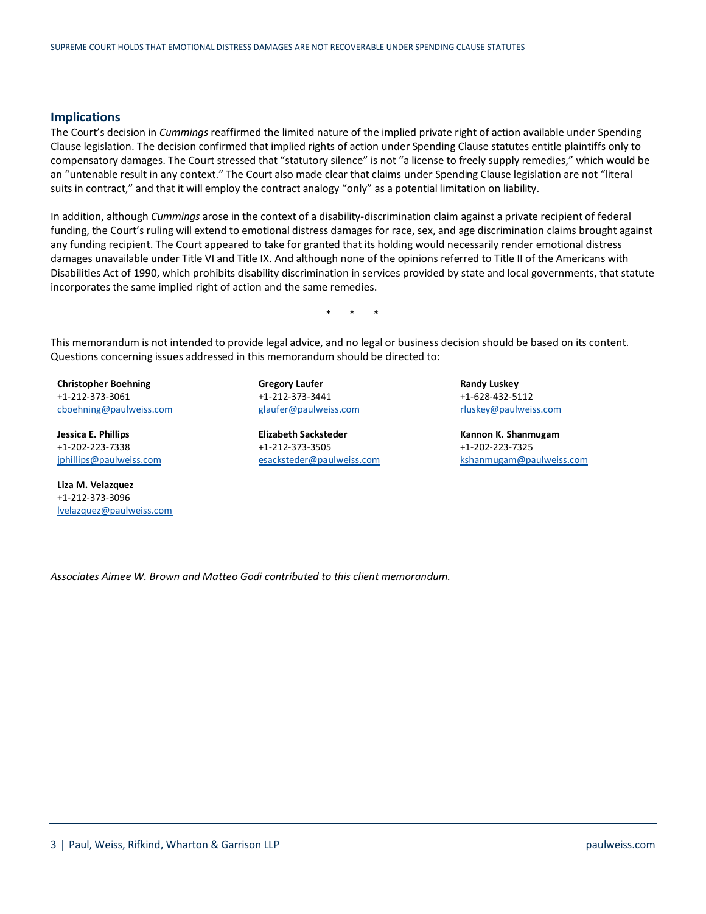## Implications

The Court's decision in *Cummings* reaffirmed the limited nature of the implied private right of action available under Spending Clause legislation. The decision confirmed that implied rights of action under Spending Clause statutes entitle plaintiffs only to compensatory damages. The Court stressed that "statutory silence" is not "a license to freely supply remedies," which would be an "untenable result in any context." The Court also made clear that claims under Spending Clause legislation are not "literal suits in contract," and that it will employ the contract analogy "only" as a potential limitation on liability.

In addition, although *Cummings* arose in the context of a disability-discrimination claim against a private recipient of federal funding, the Court's ruling will extend to emotional distress damages for race, sex, and age discrimination claims brought against any funding recipient. The Court appeared to take for granted that its holding would necessarily render emotional distress damages unavailable under Title VI and Title IX. And although none of the opinions referred to Title II of the Americans with Disabilities Act of 1990, which prohibits disability discrimination in services provided by state and local governments, that statute incorporates the same implied right of action and the same remedies.

\* \* \*

This memorandum is not intended to provide legal advice, and no legal or business decision should be based on its content. Questions concerning issues addressed in this memorandum should be directed to:

**Christopher Boehning**
+1-212-373-3061
cboehning@paulweiss.com

**Gregory Laufer**
+1-212-373-3441
glaufer@paulweiss.com

**Randy Luskey**
+1-628-432-5112
rluskey@paulweiss.com

**Jessica E. Phillips**
+1-202-223-7338
jphillips@paulweiss.com

**Elizabeth Sacksteder**
+1-212-373-3505
esacksteder@paulweiss.com

**Kannon K. Shanmugam**
+1-202-223-7325
kshanmugam@paulweiss.com

**Liza M. Velazquez**
+1-212-373-3096
lvelazquez@paulweiss.com

*Associates Aimee W. Brown and Matteo Godi contributed to this client memorandum.*